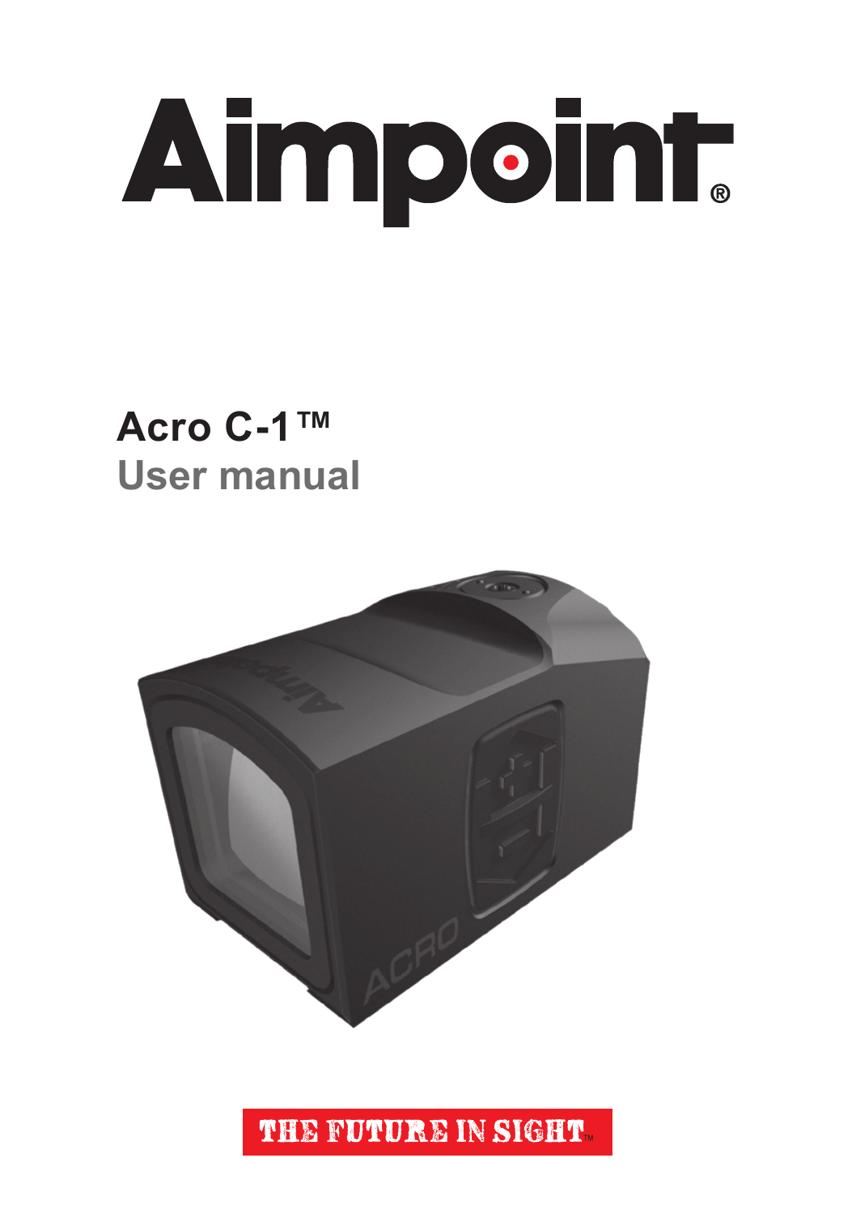# Aimpoint®

## Acro C-1™
## User manual

THE FUTURE IN SIGHT™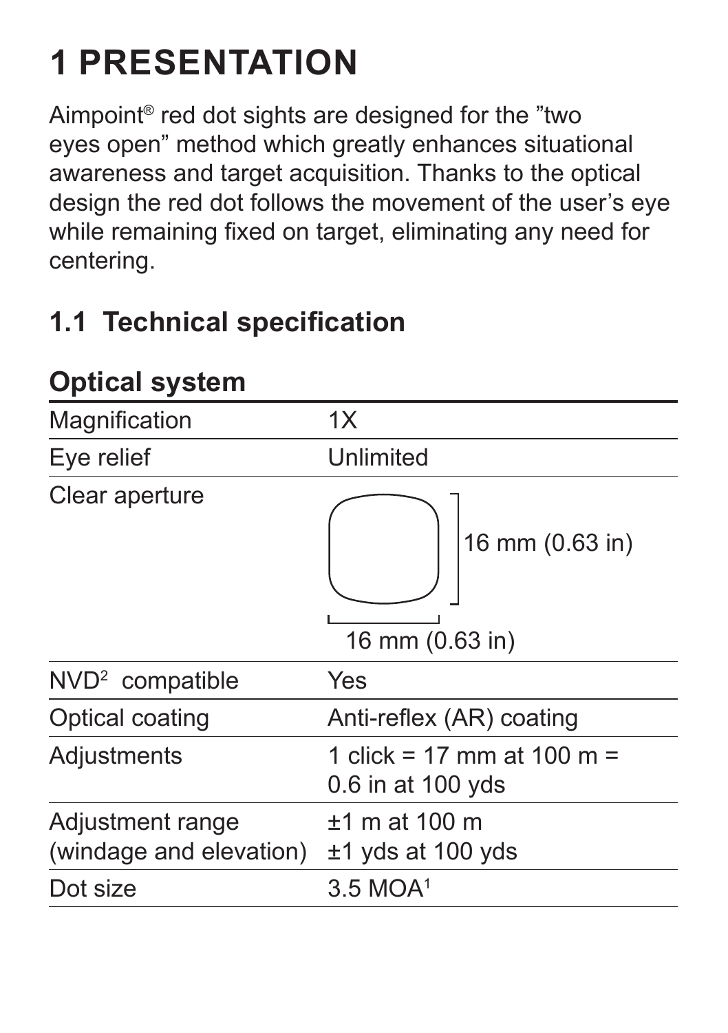# 1 PRESENTATION

Aimpoint® red dot sights are designed for the ”two eyes open” method which greatly enhances situational awareness and target acquisition. Thanks to the optical design the red dot follows the movement of the user's eye while remaining fixed on target, eliminating any need for centering.

## 1.1 Technical specification

### Optical system

| | |
|---|---|
| Magnification | 1X |
| Eye relief | Unlimited |
| Clear aperture | 16 mm (0.63 in) × 16 mm (0.63 in) |
| NVD[2] compatible | Yes |
| Optical coating | Anti-reflex (AR) coating |
| Adjustments | 1 click = 17 mm at 100 m = 0.6 in at 100 yds |
| Adjustment range (windage and elevation) | ±1 m at 100 m<br>±1 yds at 100 yds |
| Dot size | 3.5 MOA[1] |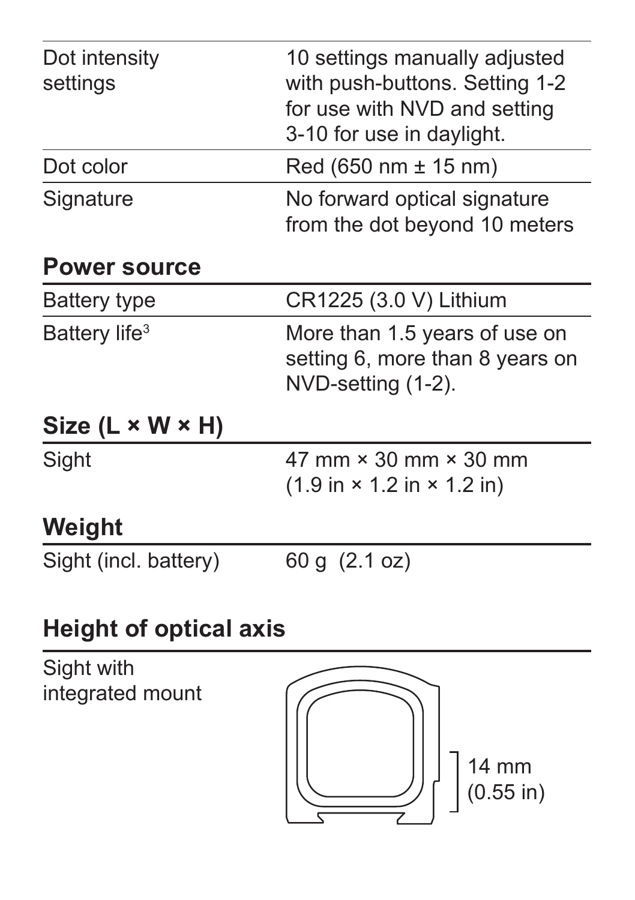| | |
|---|---|
| Dot intensity settings | 10 settings manually adjusted with push-buttons. Setting 1-2 for use with NVD and setting 3-10 for use in daylight. |
| Dot color | Red (650 nm ± 15 nm) |
| Signature | No forward optical signature from the dot beyond 10 meters |

## Power source

| | |
|---|---|
| Battery type | CR1225 (3.0 V) Lithium |
| Battery life[3] | More than 1.5 years of use on setting 6, more than 8 years on NVD-setting (1-2). |

## Size (L × W × H)

| | |
|---|---|
| Sight | 47 mm × 30 mm × 30 mm (1.9 in × 1.2 in × 1.2 in) |

## Weight

| | |
|---|---|
| Sight (incl. battery) | 60 g (2.1 oz) |

## Height of optical axis

Sight with integrated mount

14 mm (0.55 in)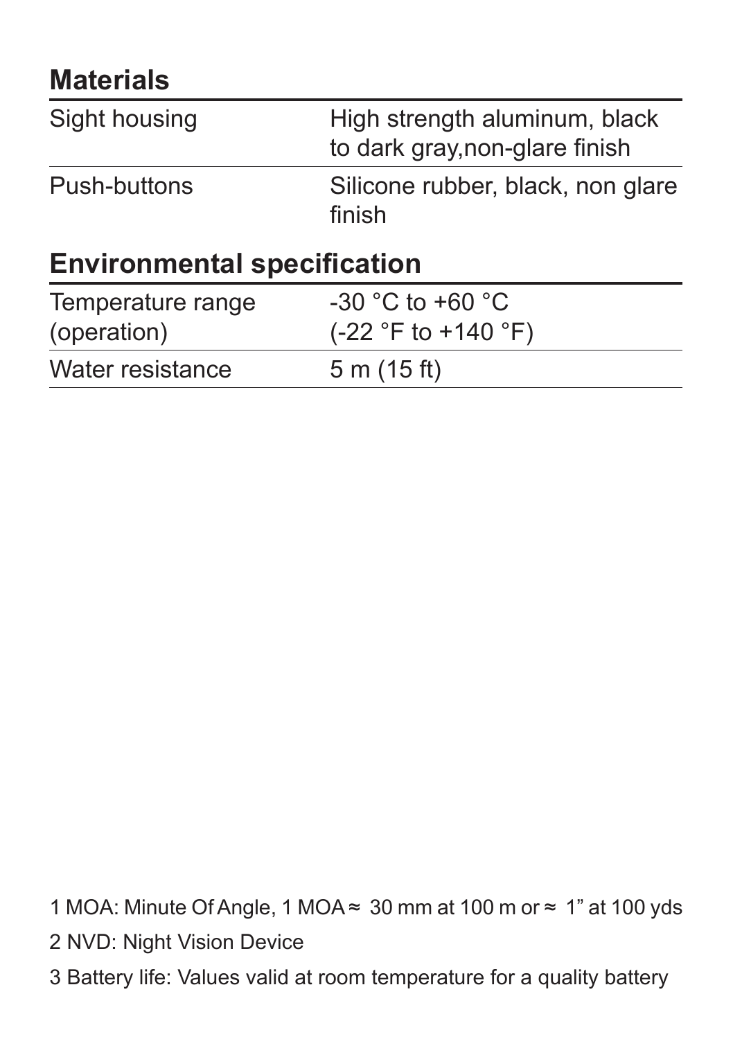## Materials

| | |
|---|---|
| Sight housing | High strength aluminum, black to dark gray,non-glare finish |
| Push-buttons | Silicone rubber, black, non glare finish |

## Environmental specification

| | |
|---|---|
| Temperature range (operation) | -30 °C to +60 °C (-22 °F to +140 °F) |
| Water resistance | 5 m (15 ft) |

1 MOA: Minute Of Angle, 1 MOA ≈ 30 mm at 100 m or ≈ 1” at 100 yds

2 NVD: Night Vision Device

3 Battery life: Values valid at room temperature for a quality battery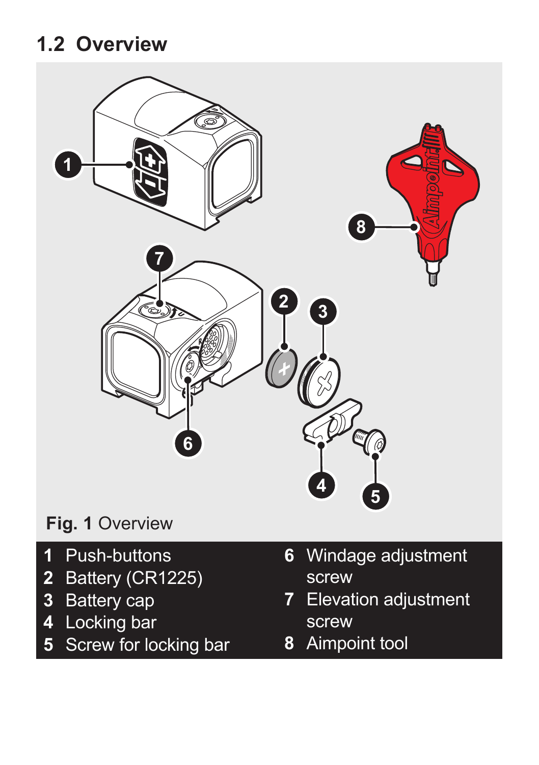## 1.2 Overview

**Fig. 1** Overview

1. Push-buttons
2. Battery (CR1225)
3. Battery cap
4. Locking bar
5. Screw for locking bar
6. Windage adjustment screw
7. Elevation adjustment screw
8. Aimpoint tool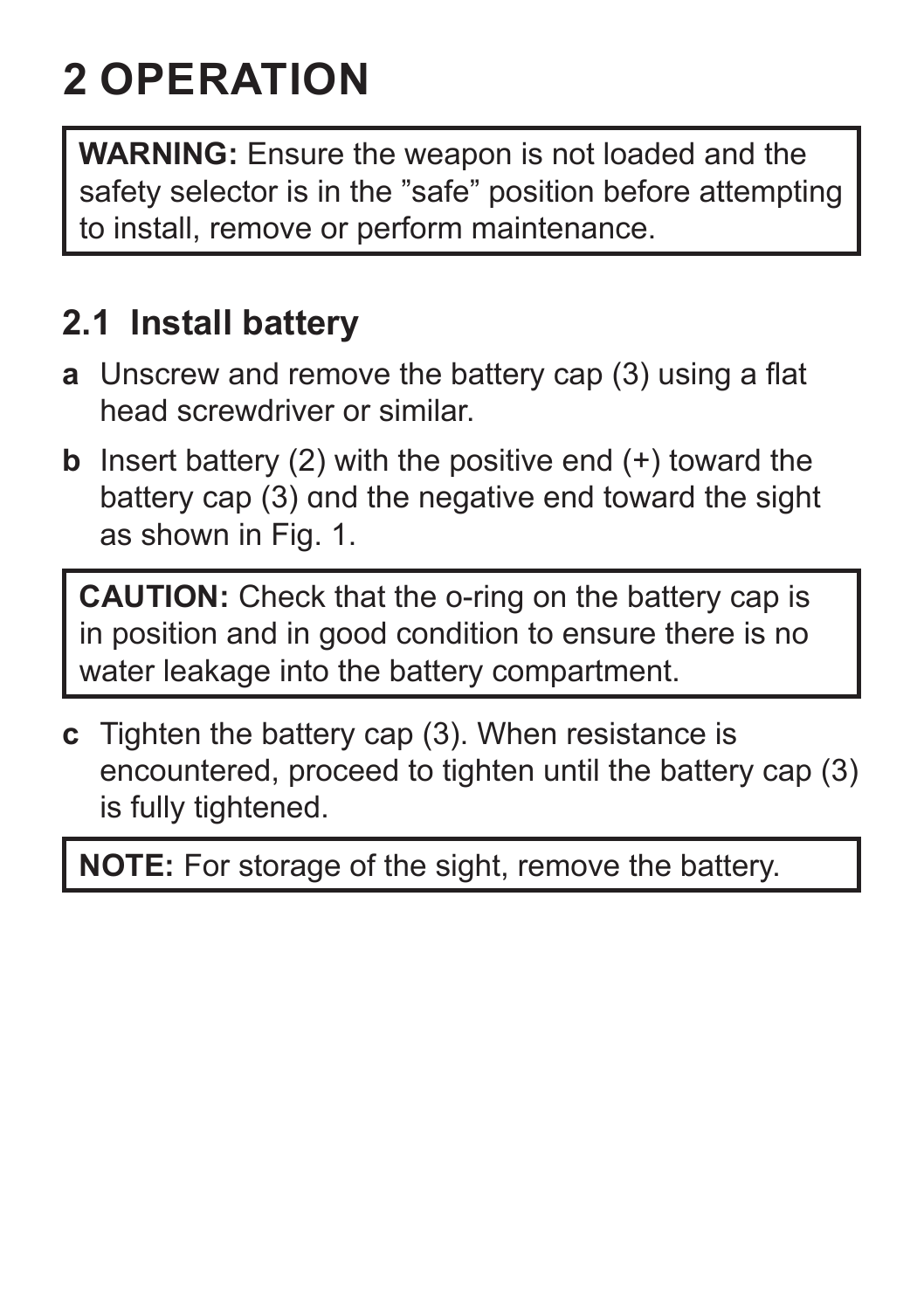# 2 OPERATION

> **WARNING:** Ensure the weapon is not loaded and the safety selector is in the ”safe” position before attempting to install, remove or perform maintenance.

## 2.1 Install battery

**a** Unscrew and remove the battery cap (3) using a flat head screwdriver or similar.

**b** Insert battery (2) with the positive end (+) toward the battery cap (3) and the negative end toward the sight as shown in Fig. 1.

> **CAUTION:** Check that the o-ring on the battery cap is in position and in good condition to ensure there is no water leakage into the battery compartment.

**c** Tighten the battery cap (3). When resistance is encountered, proceed to tighten until the battery cap (3) is fully tightened.

> **NOTE:** For storage of the sight, remove the battery.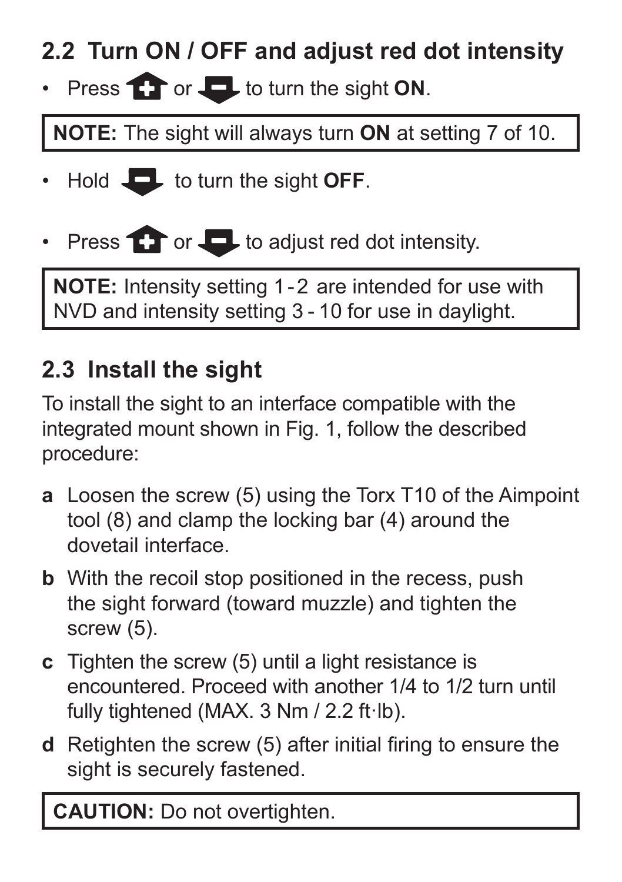## 2.2 Turn ON / OFF and adjust red dot intensity

- Press + or − to turn the sight **ON**.

> **NOTE:** The sight will always turn **ON** at setting 7 of 10.

- Hold − to turn the sight **OFF**.

- Press + or − to adjust red dot intensity.

> **NOTE:** Intensity setting 1-2 are intended for use with NVD and intensity setting 3 - 10 for use in daylight.

## 2.3 Install the sight

To install the sight to an interface compatible with the integrated mount shown in Fig. 1, follow the described procedure:

**a** Loosen the screw (5) using the Torx T10 of the Aimpoint tool (8) and clamp the locking bar (4) around the dovetail interface.

**b** With the recoil stop positioned in the recess, push the sight forward (toward muzzle) and tighten the screw (5).

**c** Tighten the screw (5) until a light resistance is encountered. Proceed with another 1/4 to 1/2 turn until fully tightened (MAX. 3 Nm / 2.2 ft·lb).

**d** Retighten the screw (5) after initial firing to ensure the sight is securely fastened.

> **CAUTION:** Do not overtighten.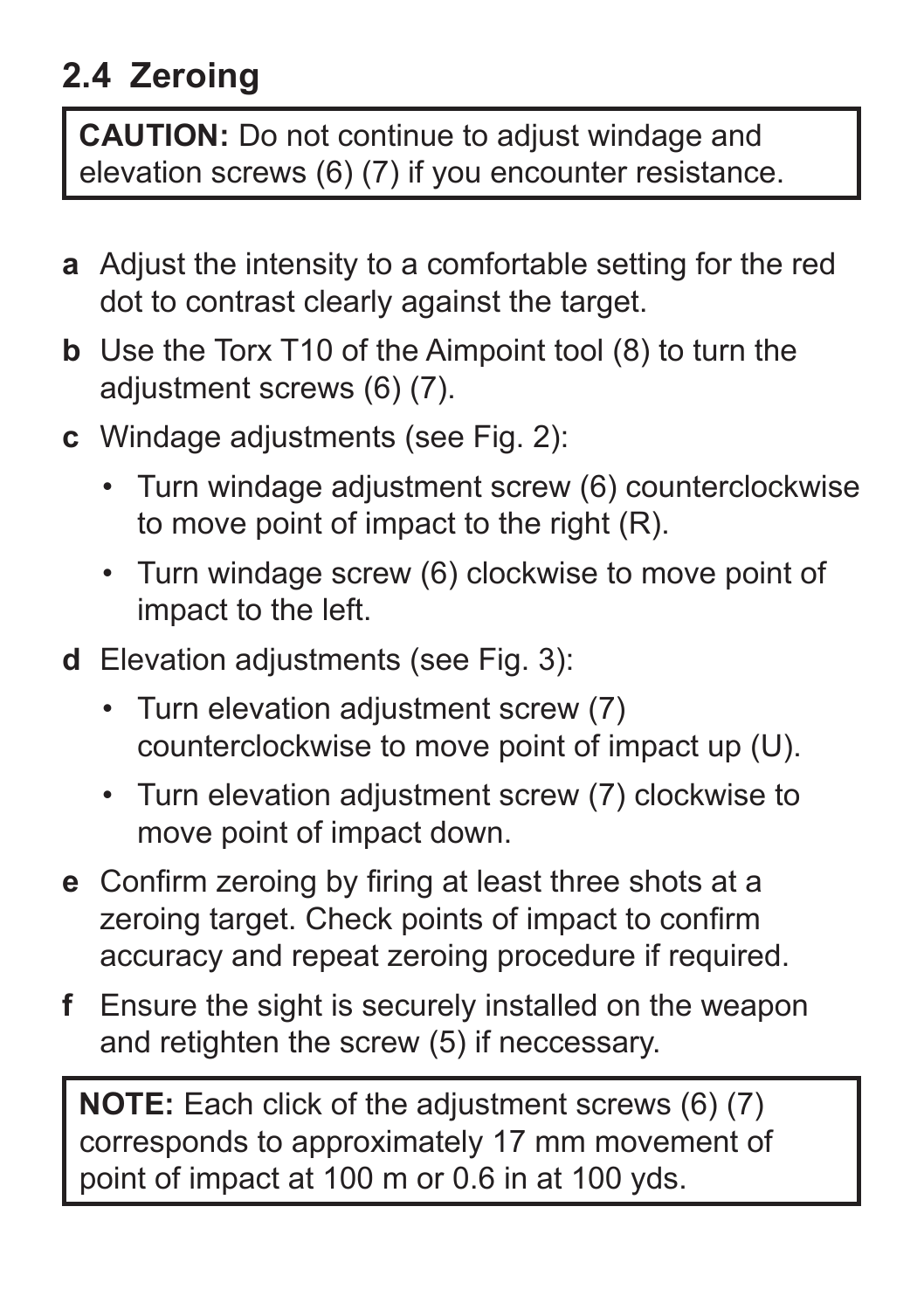## 2.4 Zeroing

**CAUTION:** Do not continue to adjust windage and elevation screws (6) (7) if you encounter resistance.

**a** Adjust the intensity to a comfortable setting for the red dot to contrast clearly against the target.

**b** Use the Torx T10 of the Aimpoint tool (8) to turn the adjustment screws (6) (7).

**c** Windage adjustments (see Fig. 2):

- Turn windage adjustment screw (6) counterclockwise to move point of impact to the right (R).
- Turn windage screw (6) clockwise to move point of impact to the left.

**d** Elevation adjustments (see Fig. 3):

- Turn elevation adjustment screw (7) counterclockwise to move point of impact up (U).
- Turn elevation adjustment screw (7) clockwise to move point of impact down.

**e** Confirm zeroing by firing at least three shots at a zeroing target. Check points of impact to confirm accuracy and repeat zeroing procedure if required.

**f** Ensure the sight is securely installed on the weapon and retighten the screw (5) if neccessary.

**NOTE:** Each click of the adjustment screws (6) (7) corresponds to approximately 17 mm movement of point of impact at 100 m or 0.6 in at 100 yds.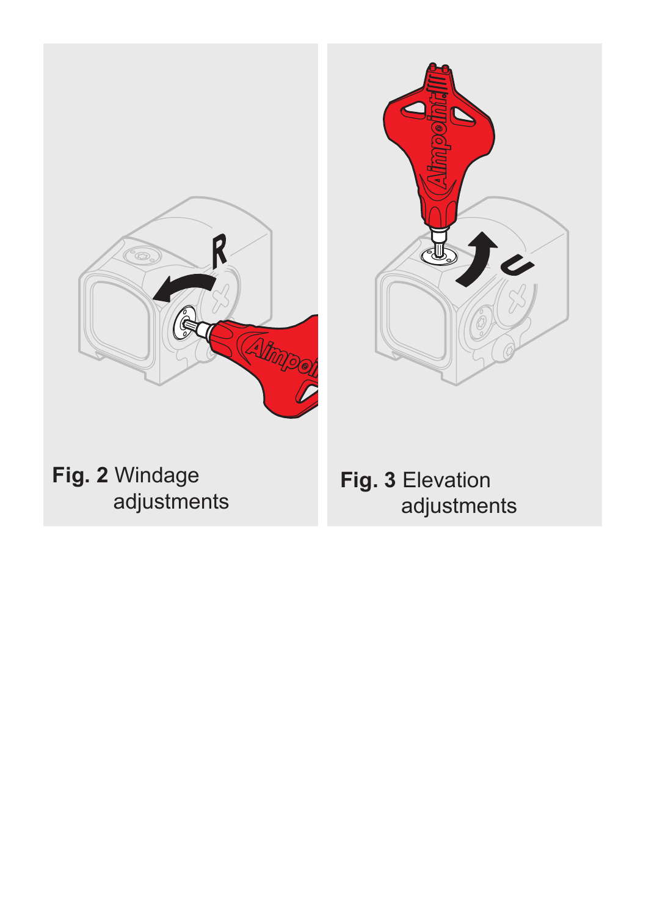**Fig. 2** Windage adjustments

**Fig. 3** Elevation adjustments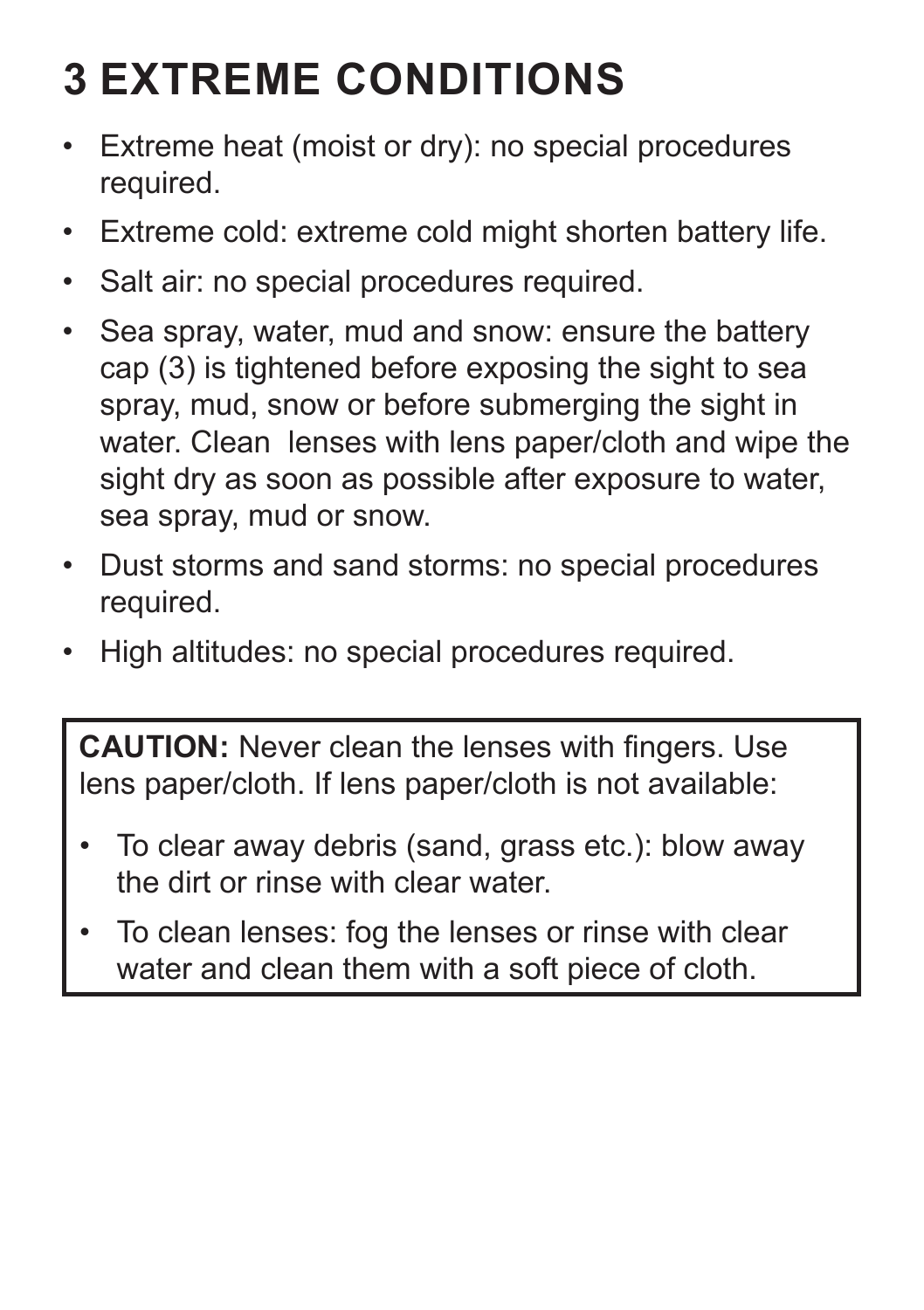# 3 EXTREME CONDITIONS

- Extreme heat (moist or dry): no special procedures required.
- Extreme cold: extreme cold might shorten battery life.
- Salt air: no special procedures required.
- Sea spray, water, mud and snow: ensure the battery cap (3) is tightened before exposing the sight to sea spray, mud, snow or before submerging the sight in water. Clean lenses with lens paper/cloth and wipe the sight dry as soon as possible after exposure to water, sea spray, mud or snow.
- Dust storms and sand storms: no special procedures required.
- High altitudes: no special procedures required.

**CAUTION:** Never clean the lenses with fingers. Use lens paper/cloth. If lens paper/cloth is not available:

- To clear away debris (sand, grass etc.): blow away the dirt or rinse with clear water.
- To clean lenses: fog the lenses or rinse with clear water and clean them with a soft piece of cloth.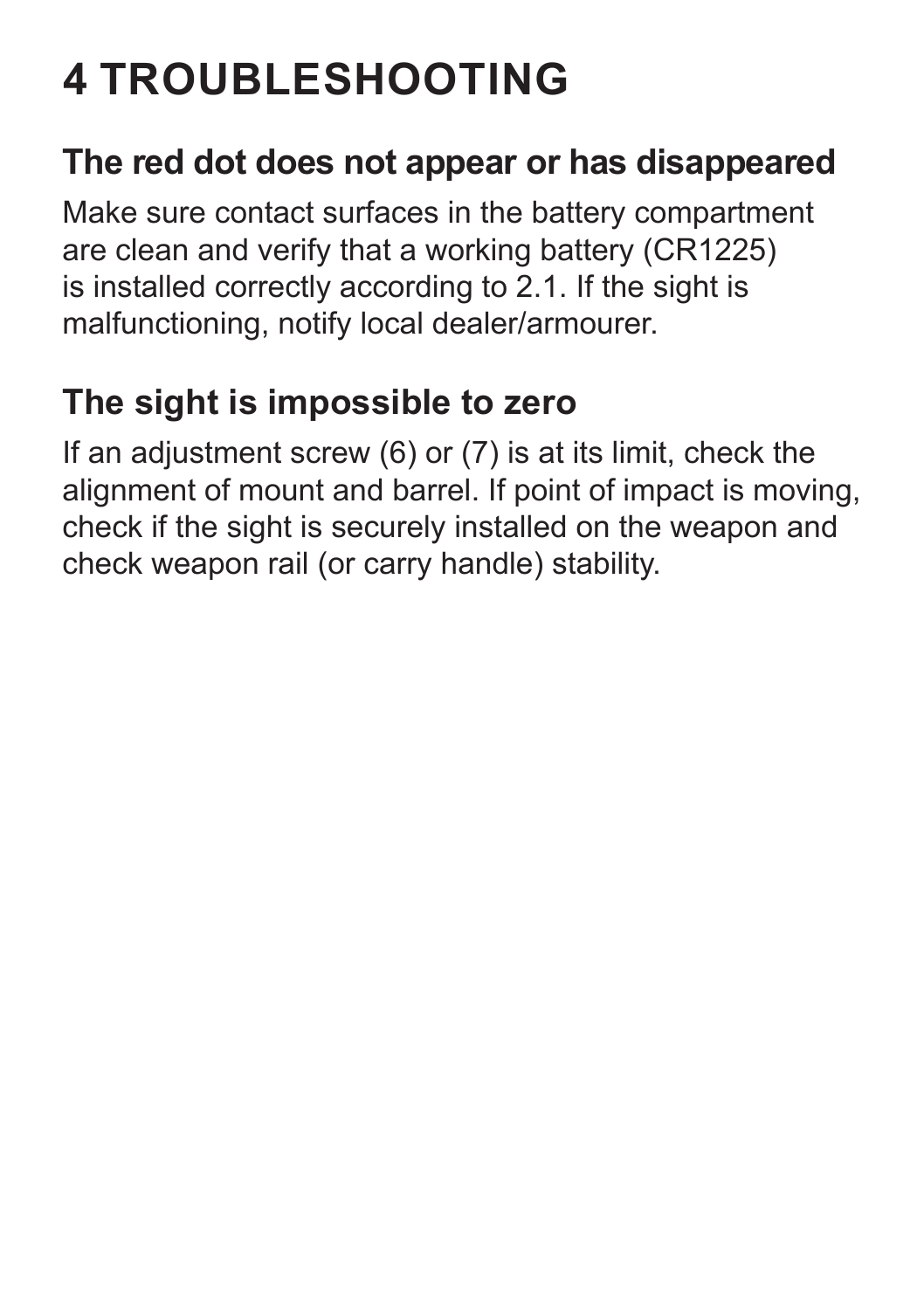# 4 TROUBLESHOOTING

## The red dot does not appear or has disappeared

Make sure contact surfaces in the battery compartment are clean and verify that a working battery (CR1225) is installed correctly according to 2.1. If the sight is malfunctioning, notify local dealer/armourer.

## The sight is impossible to zero

If an adjustment screw (6) or (7) is at its limit, check the alignment of mount and barrel. If point of impact is moving, check if the sight is securely installed on the weapon and check weapon rail (or carry handle) stability.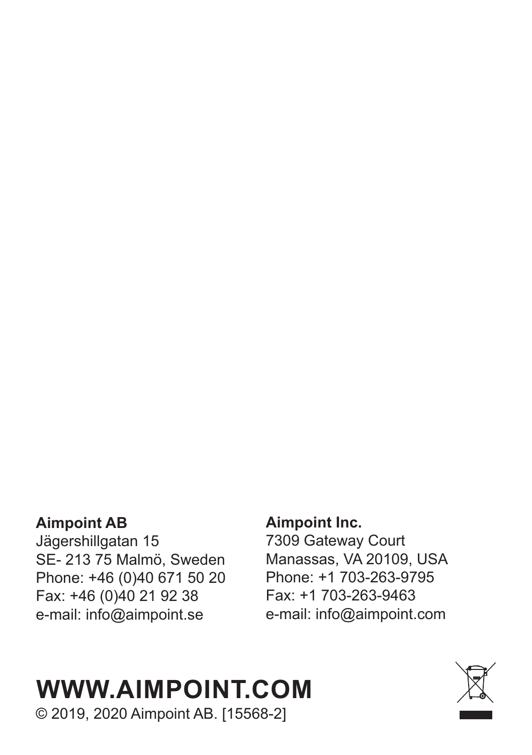**Aimpoint AB**
Jägershillgatan 15
SE- 213 75 Malmö, Sweden
Phone: +46 (0)40 671 50 20
Fax: +46 (0)40 21 92 38
e-mail: info@aimpoint.se

**Aimpoint Inc.**
7309 Gateway Court
Manassas, VA 20109, USA
Phone: +1 703-263-9795
Fax: +1 703-263-9463
e-mail: info@aimpoint.com

# WWW.AIMPOINT.COM

© 2019, 2020 Aimpoint AB. [15568-2]